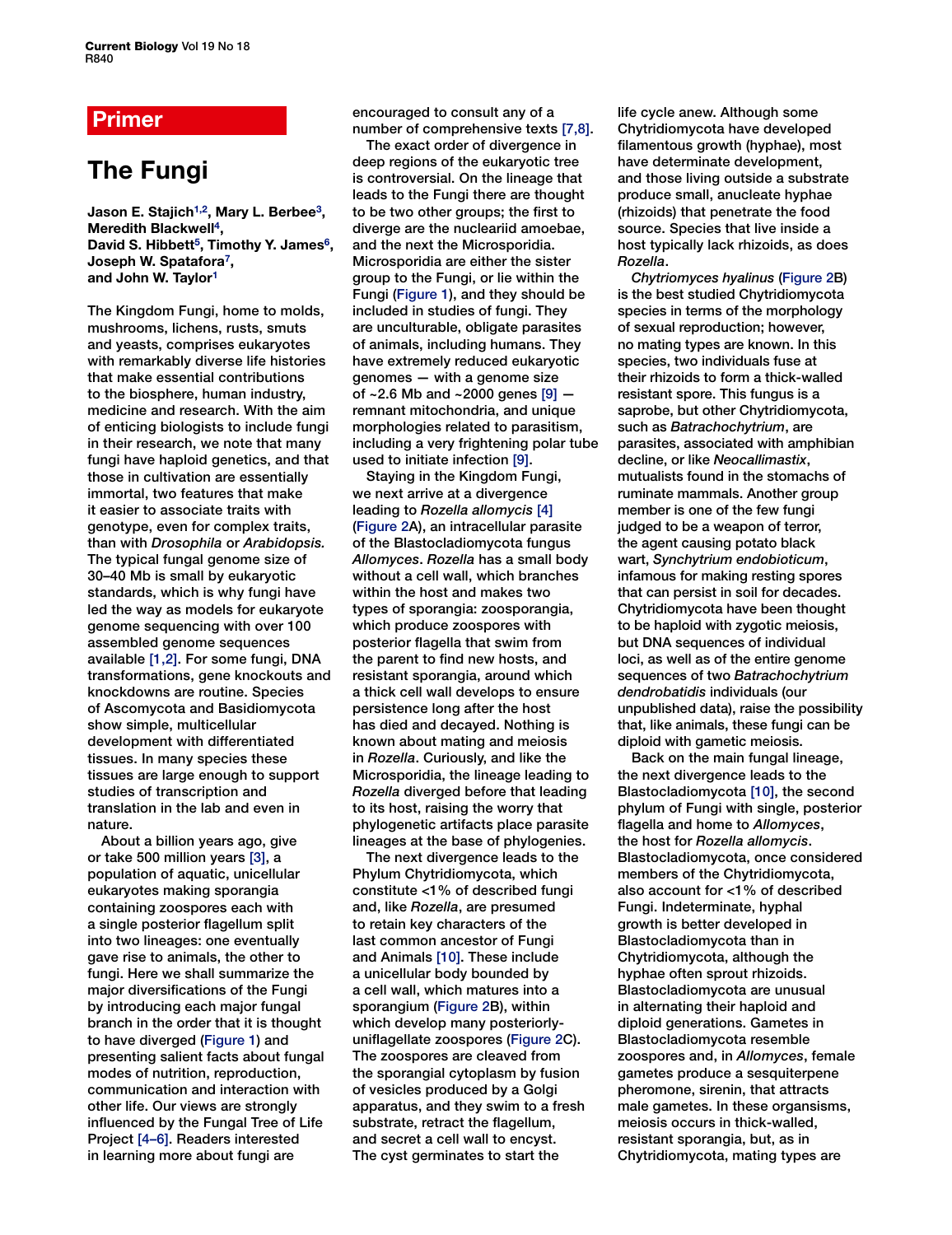# Primer

# The Fungi

**Jason E. Stajich[1,2], Mary L. Berbee[3], Meredith Blackwell[4], David S. Hibbett[5], Timothy Y. James[6], Joseph W. Spatafora[7], and John W. Taylor[1]**

The Kingdom Fungi, home to molds, mushrooms, lichens, rusts, smuts and yeasts, comprises eukaryotes with remarkably diverse life histories that make essential contributions to the biosphere, human industry, medicine and research. With the aim of enticing biologists to include fungi in their research, we note that many fungi have haploid genetics, and that those in cultivation are essentially immortal, two features that make it easier to associate traits with genotype, even for complex traits, than with *Drosophila* or *Arabidopsis.* The typical fungal genome size of 30–40 Mb is small by eukaryotic standards, which is why fungi have led the way as models for eukaryote genome sequencing with over 100 assembled genome sequences available [1,2]. For some fungi, DNA transformations, gene knockouts and knockdowns are routine. Species of Ascomycota and Basidiomycota show simple, multicellular development with differentiated tissues. In many species these tissues are large enough to support studies of transcription and translation in the lab and even in nature.

About a billion years ago, give or take 500 million years [3], a population of aquatic, unicellular eukaryotes making sporangia containing zoospores each with a single posterior flagellum split into two lineages: one eventually gave rise to animals, the other to fungi. Here we shall summarize the major diversifications of the Fungi by introducing each major fungal branch in the order that it is thought to have diverged (Figure 1) and presenting salient facts about fungal modes of nutrition, reproduction, communication and interaction with other life. Our views are strongly influenced by the Fungal Tree of Life Project [4–6]. Readers interested in learning more about fungi are encouraged to consult any of a number of comprehensive texts [7,8].

The exact order of divergence in deep regions of the eukaryotic tree is controversial. On the lineage that leads to the Fungi there are thought to be two other groups; the first to diverge are the nucleariid amoebae, and the next the Microsporidia. Microsporidia are either the sister group to the Fungi, or lie within the Fungi (Figure 1), and they should be included in studies of fungi. They are unculturable, obligate parasites of animals, including humans. They have extremely reduced eukaryotic genomes — with a genome size of ~2.6 Mb and ~2000 genes [9] — remnant mitochondria, and unique morphologies related to parasitism, including a very frightening polar tube used to initiate infection [9].

Staying in the Kingdom Fungi, we next arrive at a divergence leading to *Rozella allomycis* [4] (Figure 2A), an intracellular parasite of the Blastocladiomycota fungus *Allomyces*. *Rozella* has a small body without a cell wall, which branches within the host and makes two types of sporangia: zoosporangia, which produce zoospores with posterior flagella that swim from the parent to find new hosts, and resistant sporangia, around which a thick cell wall develops to ensure persistence long after the host has died and decayed. Nothing is known about mating and meiosis in *Rozella*. Curiously, and like the Microsporidia, the lineage leading to *Rozella* diverged before that leading to its host, raising the worry that phylogenetic artifacts place parasite lineages at the base of phylogenies.

The next divergence leads to the Phylum Chytridiomycota, which constitute <1% of described fungi and, like *Rozella*, are presumed to retain key characters of the last common ancestor of Fungi and Animals [10]. These include a unicellular body bounded by a cell wall, which matures into a sporangium (Figure 2B), within which develop many posteriorly-uniflagellate zoospores (Figure 2C). The zoospores are cleaved from the sporangial cytoplasm by fusion of vesicles produced by a Golgi apparatus, and they swim to a fresh substrate, retract the flagellum, and secret a cell wall to encyst. The cyst germinates to start the life cycle anew. Although some Chytridiomycota have developed filamentous growth (hyphae), most have determinate development, and those living outside a substrate produce small, anucleate hyphae (rhizoids) that penetrate the food source. Species that live inside a host typically lack rhizoids, as does *Rozella*.

*Chytriomyces hyalinus* (Figure 2B) is the best studied Chytridiomycota species in terms of the morphology of sexual reproduction; however, no mating types are known. In this species, two individuals fuse at their rhizoids to form a thick-walled resistant spore. This fungus is a saprobe, but other Chytridiomycota, such as *Batrachochytrium*, are parasites, associated with amphibian decline, or like *Neocallimastix*, mutualists found in the stomachs of ruminate mammals. Another group member is one of the few fungi judged to be a weapon of terror, the agent causing potato black wart, *Synchytrium endobioticum*, infamous for making resting spores that can persist in soil for decades. Chytridiomycota have been thought to be haploid with zygotic meiosis, but DNA sequences of individual loci, as well as of the entire genome sequences of two *Batrachochytrium dendrobatidis* individuals (our unpublished data), raise the possibility that, like animals, these fungi can be diploid with gametic meiosis.

Back on the main fungal lineage, the next divergence leads to the Blastocladiomycota [10], the second phylum of Fungi with single, posterior flagella and home to *Allomyces*, the host for *Rozella allomycis*. Blastocladiomycota, once considered members of the Chytridiomycota, also account for <1% of described Fungi. Indeterminate, hyphal growth is better developed in Blastocladiomycota than in Chytridiomycota, although the hyphae often sprout rhizoids. Blastocladiomycota are unusual in alternating their haploid and diploid generations. Gametes in Blastocladiomycota resemble zoospores and, in *Allomyces*, female gametes produce a sesquiterpene pheromone, sirenin, that attracts male gametes. In these organsims, meiosis occurs in thick-walled, resistant sporangia, but, as in Chytridiomycota, mating types are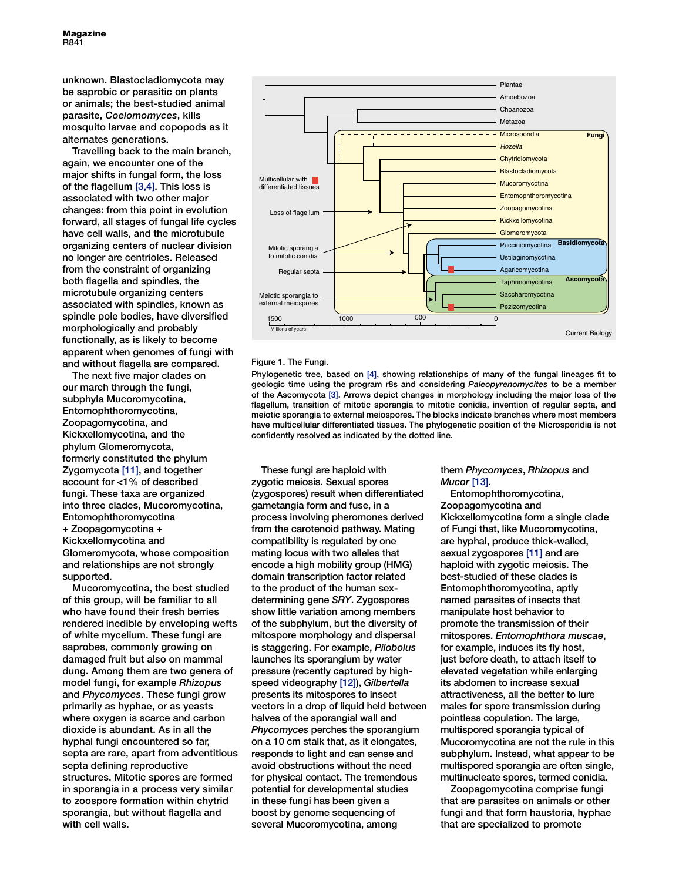unknown. Blastocladiomycota may be saprobic or parasitic on plants or animals; the best-studied animal parasite, *Coelomomyces*, kills mosquito larvae and copopods as it alternates generations.

Travelling back to the main branch, again, we encounter one of the major shifts in fungal form, the loss of the flagellum [3,4]. This loss is associated with two other major changes: from this point in evolution forward, all stages of fungal life cycles have cell walls, and the microtubule organizing centers of nuclear division no longer are centrioles. Released from the constraint of organizing both flagella and spindles, the microtubule organizing centers associated with spindles, known as spindle pole bodies, have diversified morphologically and probably functionally, as is likely to become apparent when genomes of fungi with and without flagella are compared.

The next five major clades on our march through the fungi, subphyla Mucoromycotina, Entomophthoromycotina, Zoopagomycotina, and Kickxellomycotina, and the phylum Glomeromycota, formerly constituted the phylum Zygomycota [11], and together account for <1% of described fungi. These taxa are organized into three clades, Mucoromycotina, Entomophthoromycotina + Zoopagomycotina + Kickxellomycotina and Glomeromycota, whose composition and relationships are not strongly supported.

Mucoromycotina, the best studied of this group, will be familiar to all who have found their fresh berries rendered inedible by enveloping wefts of white mycelium. These fungi are saprobes, commonly growing on damaged fruit but also on mammal dung. Among them are two genera of model fungi, for example *Rhizopus* and *Phycomyces*. These fungi grow primarily as hyphae, or as yeasts where oxygen is scarce and carbon dioxide is abundant. As in all the hyphal fungi encountered so far, septa are rare, apart from adventitious septa defining reproductive structures. Mitotic spores are formed in sporangia in a process very similar to zoospore formation within chytrid sporangia, but without flagella and with cell walls.

Figure 1. The Fungi.

Phylogenetic tree, based on [4], showing relationships of many of the fungal lineages fit to geologic time using the program r8s and considering *Paleopyrenomycites* to be a member of the Ascomycota [3]. Arrows depict changes in morphology including the major loss of the flagellum, transition of mitotic sporangia to mitotic conidia, invention of regular septa, and meiotic sporangia to external meiospores. The blocks indicate branches where most members have multicellular differentiated tissues. The phylogenetic position of the Microsporidia is not confidently resolved as indicated by the dotted line.

These fungi are haploid with zygotic meiosis. Sexual spores (zygospores) result when differentiated gametangia form and fuse, in a process involving pheromones derived from the carotenoid pathway. Mating compatibility is regulated by one mating locus with two alleles that encode a high mobility group (HMG) domain transcription factor related to the product of the human sex-determining gene *SRY*. Zygospores show little variation among members of the subphylum, but the diversity of mitospore morphology and dispersal is staggering. For example, *Pilobolus* launches its sporangium by water pressure (recently captured by high-speed videography [12]), *Gilbertella* presents its mitospores to insect vectors in a drop of liquid held between halves of the sporangial wall and *Phycomyces* perches the sporangium on a 10 cm stalk that, as it elongates, responds to light and can sense and avoid obstructions without the need for physical contact. The tremendous potential for developmental studies in these fungi has been given a boost by genome sequencing of several Mucoromycotina, among them *Phycomyces*, *Rhizopus* and *Mucor* [13].

Entomophthoromycotina, Zoopagomycotina and Kickxellomycotina form a single clade of Fungi that, like Mucoromycotina, are hyphal, produce thick-walled, sexual zygospores [11] and are haploid with zygotic meiosis. The best-studied of these clades is Entomophthoromycotina, aptly named parasites of insects that manipulate host behavior to promote the transmission of their mitospores. *Entomophthora muscae*, for example, induces its fly host, just before death, to elevate itself to elevated vegetation while enlarging its abdomen to increase sexual attractiveness, all the better to lure males for spore transmission during pointless copulation. The large, multispored sporangia typical of Mucoromycotina are not the rule in this subphylum. Instead, what appear to be multispored sporangia are often single, multinucleate spores, termed conidia.

Zoopagomycotina comprise fungi that are parasites on animals or other fungi and that form haustoria, hyphae that are specialized to promote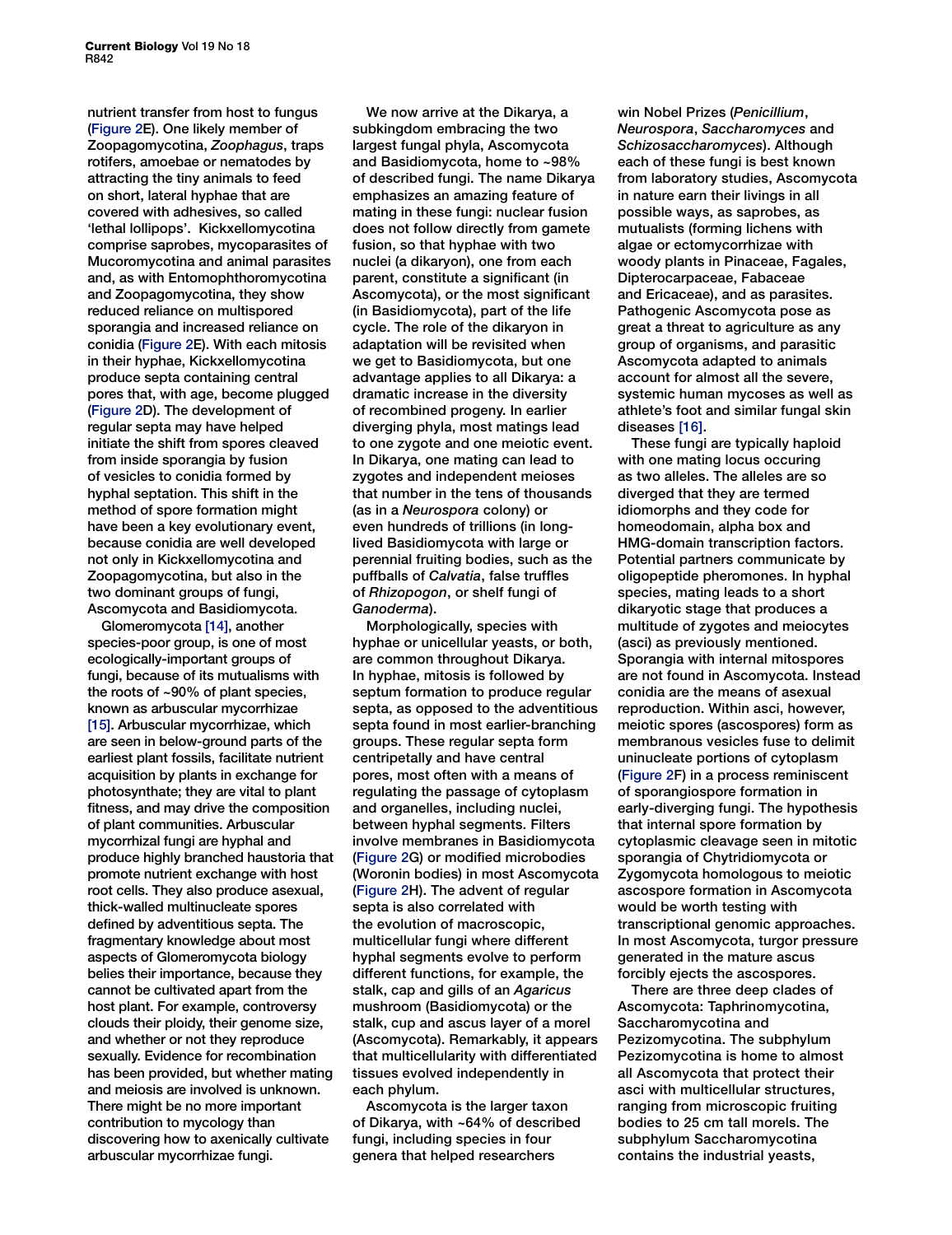nutrient transfer from host to fungus (Figure 2E). One likely member of Zoopagomycotina, *Zoophagus*, traps rotifers, amoebae or nematodes by attracting the tiny animals to feed on short, lateral hyphae that are covered with adhesives, so called 'lethal lollipops'. Kickxellomycotina comprise saprobes, mycoparasites of Mucoromycotina and animal parasites and, as with Entomophthoromycotina and Zoopagomycotina, they show reduced reliance on multispored sporangia and increased reliance on conidia (Figure 2E). With each mitosis in their hyphae, Kickxellomycotina produce septa containing central pores that, with age, become plugged (Figure 2D). The development of regular septa may have helped initiate the shift from spores cleaved from inside sporangia by fusion of vesicles to conidia formed by hyphal septation. This shift in the method of spore formation might have been a key evolutionary event, because conidia are well developed not only in Kickxellomycotina and Zoopagomycotina, but also in the two dominant groups of fungi, Ascomycota and Basidiomycota.

Glomeromycota [14], another species-poor group, is one of most ecologically-important groups of fungi, because of its mutualisms with the roots of ~90% of plant species, known as arbuscular mycorrhizae [15]. Arbuscular mycorrhizae, which are seen in below-ground parts of the earliest plant fossils, facilitate nutrient acquisition by plants in exchange for photosynthate; they are vital to plant fitness, and may drive the composition of plant communities. Arbuscular mycorrhizal fungi are hyphal and produce highly branched haustoria that promote nutrient exchange with host root cells. They also produce asexual, thick-walled multinucleate spores defined by adventitious septa. The fragmentary knowledge about most aspects of Glomeromycota biology belies their importance, because they cannot be cultivated apart from the host plant. For example, controversy clouds their ploidy, their genome size, and whether or not they reproduce sexually. Evidence for recombination has been provided, but whether mating and meiosis are involved is unknown. There might be no more important contribution to mycology than discovering how to axenically cultivate arbuscular mycorrhizae fungi.

We now arrive at the Dikarya, a subkingdom embracing the two largest fungal phyla, Ascomycota and Basidiomycota, home to ~98% of described fungi. The name Dikarya emphasizes an amazing feature of mating in these fungi: nuclear fusion does not follow directly from gamete fusion, so that hyphae with two nuclei (a dikaryon), one from each parent, constitute a significant (in Ascomycota), or the most significant (in Basidiomycota), part of the life cycle. The role of the dikaryon in adaptation will be revisited when we get to Basidiomycota, but one advantage applies to all Dikarya: a dramatic increase in the diversity of recombined progeny. In earlier diverging phyla, most matings lead to one zygote and one meiotic event. In Dikarya, one mating can lead to zygotes and independent meioses that number in the tens of thousands (as in a *Neurospora* colony) or even hundreds of trillions (in long-lived Basidiomycota with large or perennial fruiting bodies, such as the puffballs of *Calvatia*, false truffles of *Rhizopogon*, or shelf fungi of *Ganoderma*).

Morphologically, species with hyphae or unicellular yeasts, or both, are common throughout Dikarya. In hyphae, mitosis is followed by septum formation to produce regular septa, as opposed to the adventitious septa found in most earlier-branching groups. These regular septa form centripetally and have central pores, most often with a means of regulating the passage of cytoplasm and organelles, including nuclei, between hyphal segments. Filters involve membranes in Basidiomycota (Figure 2G) or modified microbodies (Woronin bodies) in most Ascomycota (Figure 2H). The advent of regular septa is also correlated with the evolution of macroscopic, multicellular fungi where different hyphal segments evolve to perform different functions, for example, the stalk, cap and gills of an *Agaricus* mushroom (Basidiomycota) or the stalk, cup and ascus layer of a morel (Ascomycota). Remarkably, it appears that multicellularity with differentiated tissues evolved independently in each phylum.

Ascomycota is the larger taxon of Dikarya, with ~64% of described fungi, including species in four genera that helped researchers win Nobel Prizes (*Penicillium*, *Neurospora*, *Saccharomyces* and *Schizosaccharomyces*). Although each of these fungi is best known from laboratory studies, Ascomycota in nature earn their livings in all possible ways, as saprobes, as mutualists (forming lichens with algae or ectomycorrhizae with woody plants in Pinaceae, Fagales, Dipterocarpaceae, Fabaceae and Ericaceae), and as parasites. Pathogenic Ascomycota pose as great a threat to agriculture as any group of organisms, and parasitic Ascomycota adapted to animals account for almost all the severe, systemic human mycoses as well as athlete's foot and similar fungal skin diseases [16].

These fungi are typically haploid with one mating locus occuring as two alleles. The alleles are so diverged that they are termed idiomorphs and they code for homeodomain, alpha box and HMG-domain transcription factors. Potential partners communicate by oligopeptide pheromones. In hyphal species, mating leads to a short dikaryotic stage that produces a multitude of zygotes and meiocytes (asci) as previously mentioned. Sporangia with internal mitospores are not found in Ascomycota. Instead conidia are the means of asexual reproduction. Within asci, however, meiotic spores (ascospores) form as membranous vesicles fuse to delimit uninucleate portions of cytoplasm (Figure 2F) in a process reminiscent of sporangiospore formation in early-diverging fungi. The hypothesis that internal spore formation by cytoplasmic cleavage seen in mitotic sporangia of Chytridiomycota or Zygomycota homologous to meiotic ascospore formation in Ascomycota would be worth testing with transcriptional genomic approaches. In most Ascomycota, turgor pressure generated in the mature ascus forcibly ejects the ascospores.

There are three deep clades of Ascomycota: Taphrinomycotina, Saccharomycotina and Pezizomycotina. The subphylum Pezizomycotina is home to almost all Ascomycota that protect their asci with multicellular structures, ranging from microscopic fruiting bodies to 25 cm tall morels. The subphylum Saccharomycotina contains the industrial yeasts,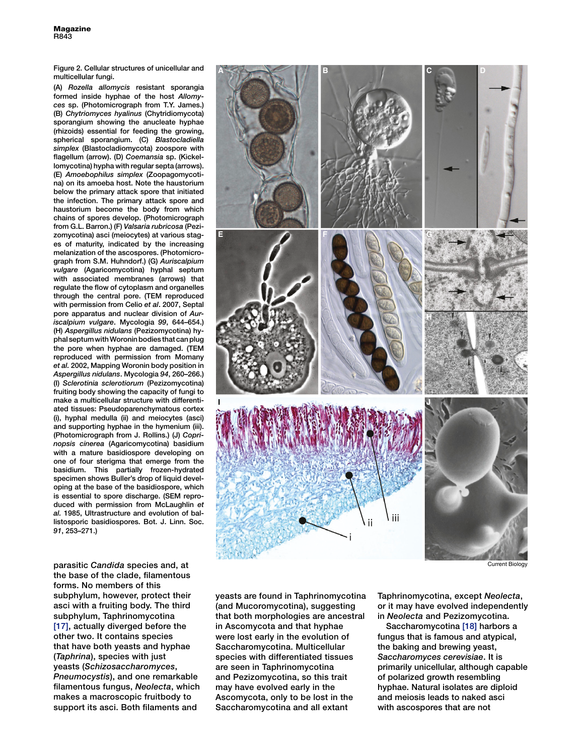**Figure 2. Cellular structures of unicellular and multicellular fungi.**

(A) *Rozella allomycis* resistant sporangia formed inside hyphae of the host *Allomyces* sp. (Photomicrograph from T.Y. James.) (B) *Chytriomyces hyalinus* (Chytridiomycota) sporangium showing the anucleate hyphae (rhizoids) essential for feeding the growing, spherical sporangium. (C) *Blastocladiella simplex* (Blastocladiomycota) zoospore with flagellum (arrow). (D) *Coemansia* sp. (Kickellomycotina) hypha with regular septa (arrows). (E) *Amoebophilus simplex* (Zoopagomycotina) on its amoeba host. Note the haustorium below the primary attack spore that initiated the infection. The primary attack spore and haustorium become the body from which chains of spores develop. (Photomicrograph from G.L. Barron.) (F) *Valsaria rubricosa* (Pezizomycotina) asci (meiocytes) at various stages of maturity, indicated by the increasing melanization of the ascospores. (Photomicrograph from S.M. Huhndorf.) (G) *Auriscalpium vulgare* (Agaricomycotina) hyphal septum with associated membranes (arrows) that regulate the flow of cytoplasm and organelles through the central pore. (TEM reproduced with permission from Celio *et al*. 2007, Septal pore apparatus and nuclear division of *Auriscalpium vulgare*. Mycologia *99*, 644–654.) (H) *Aspergillus nidulans* (Pezizomycotina) hyphal septum with Woronin bodies that can plug the pore when hyphae are damaged. (TEM reproduced with permission from Momany *et al.* 2002, Mapping Woronin body position in *Aspergillus nidulans*. Mycologia *94*, 260–266.) (I) *Sclerotinia sclerotiorum* (Pezizomycotina) fruiting body showing the capacity of fungi to make a multicellular structure with differentiated tissues: Pseudoparenchymatous cortex (i), hyphal medulla (ii) and meiocytes (asci) and supporting hyphae in the hymenium (iii). (Photomicrograph from J. Rollins.) (J) *Coprinopsis cinerea* (Agaricomycotina) basidium with a mature basidiospore developing on one of four sterigma that emerge from the basidium. This partially frozen-hydrated specimen shows Buller's drop of liquid developing at the base of the basidiospore, which is essential to spore discharge. (SEM reproduced with permission from McLaughlin *et al.* 1985, Ultrastructure and evolution of ballistosporic basidiospores. Bot. J. Linn. Soc. *91*, 253–271.)

parasitic *Candida* species and, at the base of the clade, filamentous forms. No members of this subphylum, however, protect their asci with a fruiting body. The third subphylum, Taphrinomycotina [17], actually diverged before the other two. It contains species that have both yeasts and hyphae (*Taphrina*), species with just yeasts (*Schizosaccharomyces*, *Pneumocystis*), and one remarkable filamentous fungus, *Neolecta*, which makes a macroscopic fruitbody to support its asci. Both filaments and yeasts are found in Taphrinomycotina (and Mucoromycotina), suggesting that both morphologies are ancestral in Ascomycota and that hyphae were lost early in the evolution of Saccharomycotina. Multicellular species with differentiated tissues are seen in Taphrinomycotina and Pezizomycotina, so this trait may have evolved early in the Ascomycota, only to be lost in the Saccharomycotina and all extant Taphrinomycotina, except *Neolecta*, or it may have evolved independently in *Neolecta* and Pezizomycotina.

Saccharomycotina [18] harbors a fungus that is famous and atypical, the baking and brewing yeast, *Saccharomyces cerevisiae*. It is primarily unicellular, although capable of polarized growth resembling hyphae. Natural isolates are diploid and meiosis leads to naked asci with ascospores that are not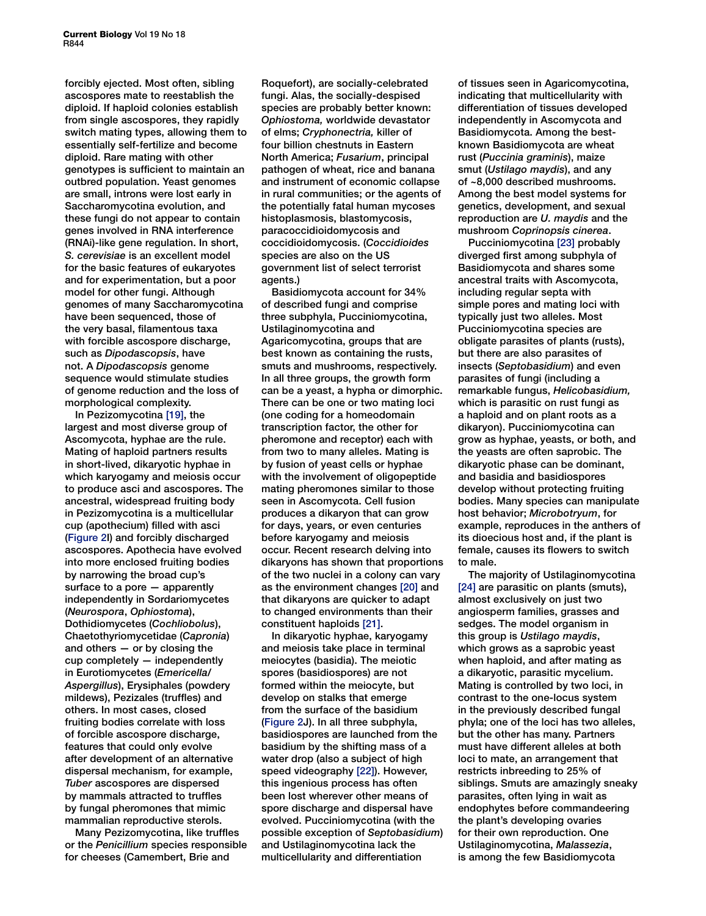forcibly ejected. Most often, sibling ascospores mate to reestablish the diploid. If haploid colonies establish from single ascospores, they rapidly switch mating types, allowing them to essentially self-fertilize and become diploid. Rare mating with other genotypes is sufficient to maintain an outbred population. Yeast genomes are small, introns were lost early in Saccharomycotina evolution, and these fungi do not appear to contain genes involved in RNA interference (RNAi)-like gene regulation. In short, *S. cerevisiae* is an excellent model for the basic features of eukaryotes and for experimentation, but a poor model for other fungi. Although genomes of many Saccharomycotina have been sequenced, those of the very basal, filamentous taxa with forcible ascospore discharge, such as *Dipodascopsis*, have not. A *Dipodascopsis* genome sequence would stimulate studies of genome reduction and the loss of morphological complexity.

In Pezizomycotina [19], the largest and most diverse group of Ascomycota, hyphae are the rule. Mating of haploid partners results in short-lived, dikaryotic hyphae in which karyogamy and meiosis occur to produce asci and ascospores. The ancestral, widespread fruiting body in Pezizomycotina is a multicellular cup (apothecium) filled with asci (Figure 2I) and forcibly discharged ascospores. Apothecia have evolved into more enclosed fruiting bodies by narrowing the broad cup's surface to a pore — apparently independently in Sordariomycetes (*Neurospora*, *Ophiostoma*), Dothidiomycetes (*Cochliobolus*), Chaetothyriomycetidae (*Capronia*) and others — or by closing the cup completely — independently in Eurotiomycetes (*Emericella*/*Aspergillus*), Erysiphales (powdery mildews), Pezizales (truffles) and others. In most cases, closed fruiting bodies correlate with loss of forcible ascospore discharge, features that could only evolve after development of an alternative dispersal mechanism, for example, *Tuber* ascospores are dispersed by mammals attracted to truffles by fungal pheromones that mimic mammalian reproductive sterols.

Many Pezizomycotina, like truffles or the *Penicillium* species responsible for cheeses (Camembert, Brie and Roquefort), are socially-celebrated fungi. Alas, the socially-despised species are probably better known: *Ophiostoma,* worldwide devastator of elms; *Cryphonectria,* killer of four billion chestnuts in Eastern North America; *Fusarium*, principal pathogen of wheat, rice and banana and instrument of economic collapse in rural communities; or the agents of the potentially fatal human mycoses histoplasmosis, blastomycosis, paracoccidioidomycosis and coccidioidomycosis. (*Coccidioides* species are also on the US government list of select terrorist agents.)

Basidiomycota account for 34% of described fungi and comprise three subphyla, Pucciniomycotina, Ustilaginomycotina and Agaricomycotina, groups that are best known as containing the rusts, smuts and mushrooms, respectively. In all three groups, the growth form can be a yeast, a hypha or dimorphic. There can be one or two mating loci (one coding for a homeodomain transcription factor, the other for pheromone and receptor) each with from two to many alleles. Mating is by fusion of yeast cells or hyphae with the involvement of oligopeptide mating pheromones similar to those seen in Ascomycota. Cell fusion produces a dikaryon that can grow for days, years, or even centuries before karyogamy and meiosis occur. Recent research delving into dikaryons has shown that proportions of the two nuclei in a colony can vary as the environment changes [20] and that dikaryons are quicker to adapt to changed environments than their constituent haploids [21].

In dikaryotic hyphae, karyogamy and meiosis take place in terminal meiocytes (basidia). The meiotic spores (basidiospores) are not formed within the meiocyte, but develop on stalks that emerge from the surface of the basidium (Figure 2J). In all three subphyla, basidiospores are launched from the basidium by the shifting mass of a water drop (also a subject of high speed videography [22]). However, this ingenious process has often been lost wherever other means of spore discharge and dispersal have evolved. Pucciniomycotina (with the possible exception of *Septobasidium*) and Ustilaginomycotina lack the multicellularity and differentiation of tissues seen in Agaricomycotina, indicating that multicellularity with differentiation of tissues developed independently in Ascomycota and Basidiomycota. Among the best-known Basidiomycota are wheat rust (*Puccinia graminis*), maize smut (*Ustilago maydis*), and any of ~8,000 described mushrooms. Among the best model systems for genetics, development, and sexual reproduction are *U. maydis* and the mushroom *Coprinopsis cinerea*.

Pucciniomycotina [23] probably diverged first among subphyla of Basidiomycota and shares some ancestral traits with Ascomycota, including regular septa with simple pores and mating loci with typically just two alleles. Most Pucciniomycotina species are obligate parasites of plants (rusts), but there are also parasites of insects (*Septobasidium*) and even parasites of fungi (including a remarkable fungus, *Helicobasidium,* which is parasitic on rust fungi as a haploid and on plant roots as a dikaryon). Pucciniomycotina can grow as hyphae, yeasts, or both, and the yeasts are often saprobic. The dikaryotic phase can be dominant, and basidia and basidiospores develop without protecting fruiting bodies. Many species can manipulate host behavior; *Microbotryum*, for example, reproduces in the anthers of its dioecious host and, if the plant is female, causes its flowers to switch to male.

The majority of Ustilaginomycotina [24] are parasitic on plants (smuts), almost exclusively on just two angiosperm families, grasses and sedges. The model organism in this group is *Ustilago maydis*, which grows as a saprobic yeast when haploid, and after mating as a dikaryotic, parasitic mycelium. Mating is controlled by two loci, in contrast to the one-locus system in the previously described fungal phyla; one of the loci has two alleles, but the other has many. Partners must have different alleles at both loci to mate, an arrangement that restricts inbreeding to 25% of siblings. Smuts are amazingly sneaky parasites, often lying in wait as endophytes before commandeering the plant's developing ovaries for their own reproduction. One Ustilaginomycotina, *Malassezia*, is among the few Basidiomycota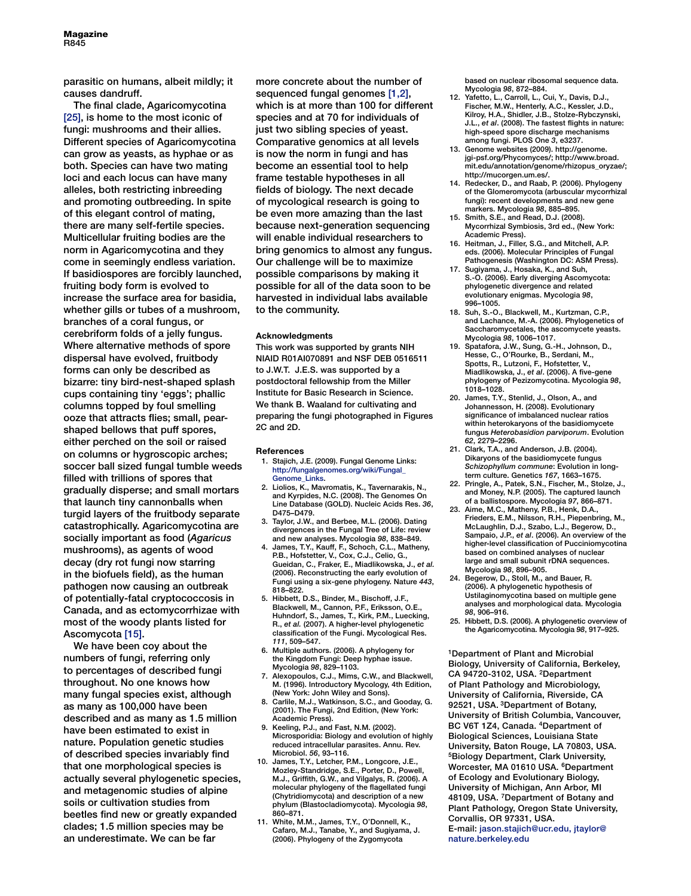parasitic on humans, albeit mildly; it causes dandruff.

The final clade, Agaricomycotina [25], is home to the most iconic of fungi: mushrooms and their allies. Different species of Agaricomycotina can grow as yeasts, as hyphae or as both. Species can have two mating loci and each locus can have many alleles, both restricting inbreeding and promoting outbreeding. In spite of this elegant control of mating, there are many self-fertile species. Multicellular fruiting bodies are the norm in Agaricomycotina and they come in seemingly endless variation. If basidiospores are forcibly launched, fruiting body form is evolved to increase the surface area for basidia, whether gills or tubes of a mushroom, branches of a coral fungus, or cerebriform folds of a jelly fungus. Where alternative methods of spore dispersal have evolved, fruitbody forms can only be described as bizarre: tiny bird-nest-shaped splash cups containing tiny 'eggs'; phallic columns topped by foul smelling ooze that attracts flies; small, pear-shaped bellows that puff spores, either perched on the soil or raised on columns or hygroscopic arches; soccer ball sized fungal tumble weeds filled with trillions of spores that gradually disperse; and small mortars that launch tiny cannonballs when turgid layers of the fruitbody separate catastrophically. Agaricomycotina are socially important as food (*Agaricus* mushrooms), as agents of wood decay (dry rot fungi now starring in the biofuels field), as the human pathogen now causing an outbreak of potentially-fatal cryptococcosis in Canada, and as ectomycorrhizae with most of the woody plants listed for Ascomycota [15].

We have been coy about the numbers of fungi, referring only to percentages of described fungi throughout. No one knows how many fungal species exist, although as many as 100,000 have been described and as many as 1.5 million have been estimated to exist in nature. Population genetic studies of described species invariably find that one morphological species is actually several phylogenetic species, and metagenomic studies of alpine soils or cultivation studies from beetles find new or greatly expanded clades; 1.5 million species may be an underestimate. We can be far more concrete about the number of sequenced fungal genomes [1,2], which is at more than 100 for different species and at 70 for individuals of just two sibling species of yeast. Comparative genomics at all levels is now the norm in fungi and has become an essential tool to help frame testable hypotheses in all fields of biology. The next decade of mycological research is going to be even more amazing than the last because next-generation sequencing will enable individual researchers to bring genomics to almost any fungus. Our challenge will be to maximize possible comparisons by making it possible for all of the data soon to be harvested in individual labs available to the community.

### Acknowledgments

This work was supported by grants NIH NIAID R01AI070891 and NSF DEB 0516511 to J.W.T. J.E.S. was supported by a postdoctoral fellowship from the Miller Institute for Basic Research in Science. We thank B. Waaland for cultivating and preparing the fungi photographed in Figures 2C and 2D.

### References

1. Stajich, J.E. (2009). Fungal Genome Links: http://fungalgenomes.org/wiki/Fungal_Genome_Links.
2. Liolios, K., Mavromatis, K., Tavernarakis, N., and Kyrpides, N.C. (2008). The Genomes On Line Database (GOLD). Nucleic Acids Res. *36*, D475–D479.
3. Taylor, J.W., and Berbee, M.L. (2006). Dating divergences in the Fungal Tree of Life: review and new analyses. Mycologia *98*, 838–849.
4. James, T.Y., Kauff, F., Schoch, C.L., Matheny, P.B., Hofstetter, V., Cox, C.J., Celio, G., Gueidan, C., Fraker, E., Miadlikowska, J., *et al.* (2006). Reconstructing the early evolution of Fungi using a six-gene phylogeny. Nature *443*, 818–822.
5. Hibbett, D.S., Binder, M., Bischoff, J.F., Blackwell, M., Cannon, P.F., Eriksson, O.E., Huhndorf, S., James, T., Kirk, P.M., Luecking, R., *et al.* (2007). A higher-level phylogenetic classification of the Fungi. Mycological Res. *111*, 509–547.
6. Multiple authors. (2006). A phylogeny for the Kingdom Fungi: Deep hyphae issue. Mycologia *98*, 829–1103.
7. Alexopoulos, C.J., Mims, C.W., and Blackwell, M. (1996). Introductory Mycology, 4th Edition, (New York: John Wiley and Sons).
8. Carlile, M.J., Watkinson, S.C., and Gooday, G. (2001). The Fungi, 2nd Edition, (New York: Academic Press).
9. Keeling, P.J., and Fast, N.M. (2002). Microsporidia: Biology and evolution of highly reduced intracellular parasites. Annu. Rev. Microbiol. *56*, 93–116.
10. James, T.Y., Letcher, P.M., Longcore, J.E., Mozley-Standridge, S.E., Porter, D., Powell, M.J., Griffith, G.W., and Vilgalys, R. (2006). A molecular phylogeny of the flagellated fungi (Chytridiomycota) and description of a new phylum (Blastocladiomycota). Mycologia *98*, 860–871.
11. White, M.M., James, T.Y., O'Donnell, K., Cafaro, M.J., Tanabe, Y., and Sugiyama, J. (2006). Phylogeny of the Zygomycota based on nuclear ribosomal sequence data. Mycologia *98*, 872–884.
12. Yafetto, L., Carroll, L., Cui, Y., Davis, D.J., Fischer, M.W., Henterly, A.C., Kessler, J.D., Kilroy, H.A., Shidler, J.B., Stolze-Rybczynski, J.L., *et al*. (2008). The fastest flights in nature: high-speed spore discharge mechanisms among fungi. PLOS One *3*, e3237.
13. Genome websites (2009). http://genome.jgi-psf.org/Phycomyces/; http://www.broad.mit.edu/annotation/genome/rhizopus_oryzae/; http://mucorgen.um.es/.
14. Redecker, D., and Raab, P. (2006). Phylogeny of the Glomeromycota (arbuscular mycorrhizal fungi): recent developments and new gene markers. Mycologia *98*, 885–895.
15. Smith, S.E., and Read, D.J. (2008). Mycorrhizal Symbiosis, 3rd ed., (New York: Academic Press).
16. Heitman, J., Filler, S.G., and Mitchell, A.P. eds. (2006). Molecular Principles of Fungal Pathogenesis (Washington DC: ASM Press).
17. Sugiyama, J., Hosaka, K., and Suh, S.-O. (2006). Early diverging Ascomycota: phylogenetic divergence and related evolutionary enigmas. Mycologia *98*, 996–1005.
18. Suh, S.-O., Blackwell, M., Kurtzman, C.P., and Lachance, M.-A. (2006). Phylogenetics of Saccharomycetales, the ascomycete yeasts. Mycologia *98*, 1006–1017.
19. Spatafora, J.W., Sung, G.-H., Johnson, D., Hesse, C., O'Rourke, B., Serdani, M., Spotts, R., Lutzoni, F., Hofstetter, V., Miadlikowska, J., *et al*. (2006). A five-gene phylogeny of Pezizomycotina. Mycologia *98*, 1018–1028.
20. James, T.Y., Stenlid, J., Olson, A., and Johannesson, H. (2008). Evolutionary significance of imbalanced nuclear ratios within heterokaryons of the basidiomycete fungus *Heterobasidion parviporum*. Evolution *62*, 2279–2296.
21. Clark, T.A., and Anderson, J.B. (2004). Dikaryons of the basidiomycete fungus *Schizophyllum commune*: Evolution in long-term culture. Genetics *167*, 1663–1675.
22. Pringle, A., Patek, S.N., Fischer, M., Stolze, J., and Money, N.P. (2005). The captured launch of a ballistospore. Mycologia *97*, 866–871.
23. Aime, M.C., Matheny, P.B., Henk, D.A., Frieders, E.M., Nilsson, R.H., Piepenbring, M., McLaughlin, D.J., Szabo, L.J., Begerow, D., Sampaio, J.P., *et al*. (2006). An overview of the higher-level classification of Pucciniomycotina based on combined analyses of nuclear large and small subunit rDNA sequences. Mycologia *98*, 896–905.
24. Begerow, D., Stoll, M., and Bauer, R. (2006). A phylogenetic hypothesis of Ustilaginomycotina based on multiple gene analyses and morphological data. Mycologia *98*, 906–916.
25. Hibbett, D.S. (2006). A phylogenetic overview of the Agaricomycotina. Mycologia *98*, 917–925.

[1]Department of Plant and Microbial Biology, University of California, Berkeley, CA 94720-3102, USA. [2]Department of Plant Pathology and Microbiology, University of California, Riverside, CA 92521, USA. [3]Department of Botany, University of British Columbia, Vancouver, BC V6T 1Z4, Canada. [4]Department of Biological Sciences, Louisiana State University, Baton Rouge, LA 70803, USA. [5]Biology Department, Clark University, Worcester, MA 01610 USA. [6]Department of Ecology and Evolutionary Biology, University of Michigan, Ann Arbor, MI 48109, USA. [7]Department of Botany and Plant Pathology, Oregon State University, Corvallis, OR 97331, USA.
E-mail: jason.stajich@ucr.edu, jtaylor@nature.berkeley.edu